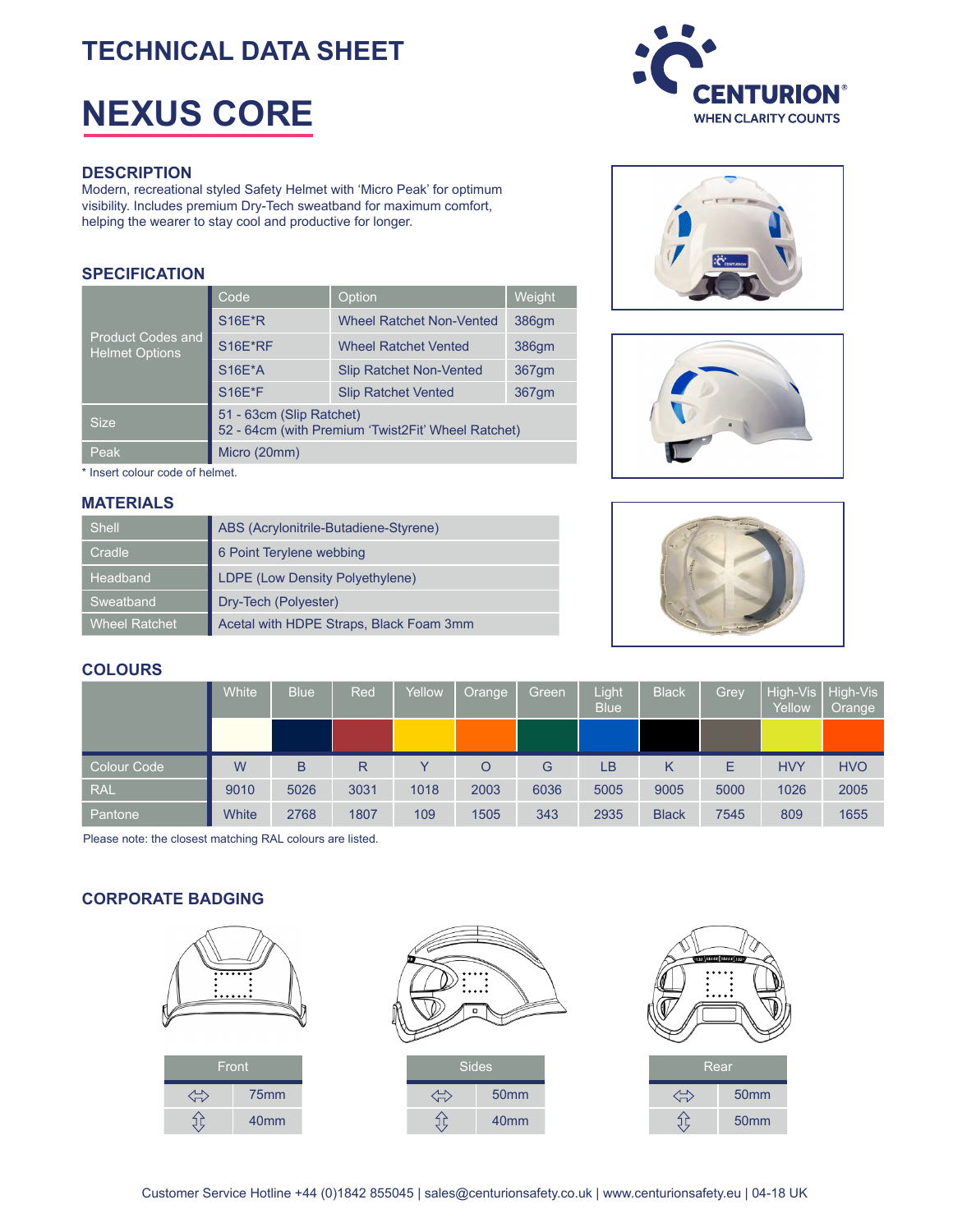# TECHNICAL DATA SHEET

# NEXUS CORE

CENTURION®
WHEN CLARITY COUNTS

## DESCRIPTION

Modern, recreational styled Safety Helmet with 'Micro Peak' for optimum visibility. Includes premium Dry-Tech sweatband for maximum comfort, helping the wearer to stay cool and productive for longer.

## SPECIFICATION

| | Code | Option | Weight |
|---|---|---|---|
| Product Codes and Helmet Options | S16E*R | Wheel Ratchet Non-Vented | 386gm |
| | S16E*RF | Wheel Ratchet Vented | 386gm |
| | S16E*A | Slip Ratchet Non-Vented | 367gm |
| | S16E*F | Slip Ratchet Vented | 367gm |
| Size | 51 - 63cm (Slip Ratchet)<br>52 - 64cm (with Premium 'Twist2Fit' Wheel Ratchet) | | |
| Peak | Micro (20mm) | | |

\* Insert colour code of helmet.

## MATERIALS

| | |
|---|---|
| Shell | ABS (Acrylonitrile-Butadiene-Styrene) |
| Cradle | 6 Point Terylene webbing |
| Headband | LDPE (Low Density Polyethylene) |
| Sweatband | Dry-Tech (Polyester) |
| Wheel Ratchet | Acetal with HDPE Straps, Black Foam 3mm |

## COLOURS

| | White | Blue | Red | Yellow | Orange | Green | Light Blue | Black | Grey | High-Vis Yellow | High-Vis Orange |
|---|---|---|---|---|---|---|---|---|---|---|---|
| Colour Code | W | B | R | Y | O | G | LB | K | E | HVY | HVO |
| RAL | 9010 | 5026 | 3031 | 1018 | 2003 | 6036 | 5005 | 9005 | 5000 | 1026 | 2005 |
| Pantone | White | 2768 | 1807 | 109 | 1505 | 343 | 2935 | Black | 7545 | 809 | 1655 |

Please note: the closest matching RAL colours are listed.

## CORPORATE BADGING

| Front | |
|---|---|
| ⇔ | 75mm |
| ⇕ | 40mm |

| Sides | |
|---|---|
| ⇔ | 50mm |
| ⇕ | 40mm |

| Rear | |
|---|---|
| ⇔ | 50mm |
| ⇕ | 50mm |

Customer Service Hotline +44 (0)1842 855045 | sales@centurionsafety.co.uk | www.centurionsafety.eu | 04-18 UK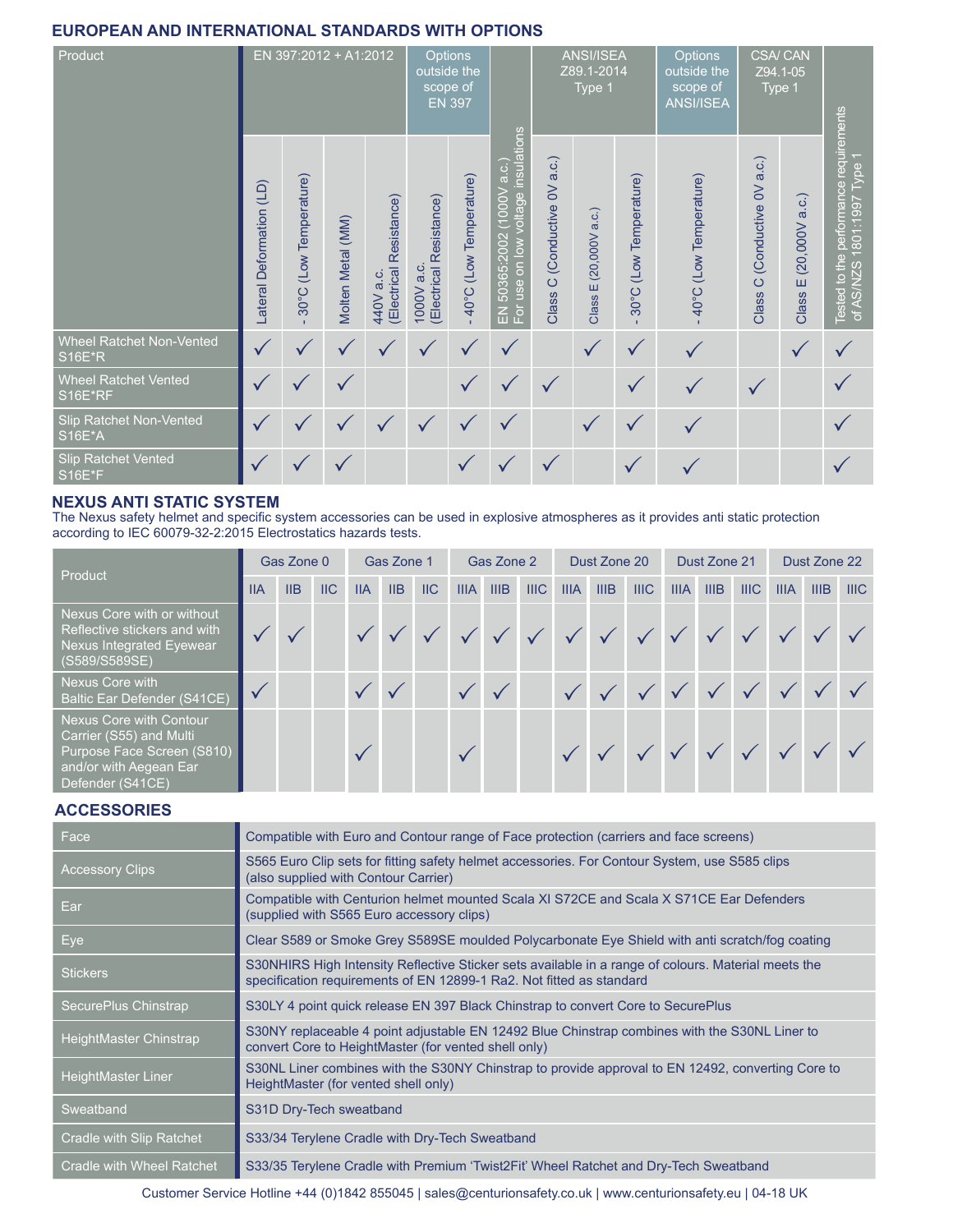## EUROPEAN AND INTERNATIONAL STANDARDS WITH OPTIONS

| Product | EN 397:2012 + A1:2012 | | | | Options outside the scope of EN 397 | | | ANSI/ISEA Z89.1-2014 Type 1 | | | Options outside the scope of ANSI/ISEA | CSA/ CAN Z94.1-05 Type 1 | | |
|---|---|---|---|---|---|---|---|---|---|---|---|---|---|---|
| | Lateral Deformation (LD) | - 30°C (Low Temperature) | Molten Metal (MM) | 440V a.c. (Electrical Resistance) | 1000V a.c. (Electrical Resistance) | - 40°C (Low Temperature) | EN 50365:2002 (1000V a.c.) For use on low voltage insulations | Class C (Conductive 0V a.c.) | Class E (20,000V a.c.) | - 30°C (Low Temperature) | - 40°C (Low Temperature) | Class C (Conductive 0V a.c.) | Class E (20,000V a.c.) | Tested to the performance requirements of AS/NZS 1801:1997 Type 1 |
| Wheel Ratchet Non-Vented S16E*R | ✓ | ✓ | ✓ | ✓ | ✓ | ✓ | ✓ | | ✓ | ✓ | ✓ | | ✓ | ✓ |
| Wheel Ratchet Vented S16E*RF | ✓ | ✓ | ✓ | | | ✓ | ✓ | ✓ | | ✓ | ✓ | ✓ | | ✓ |
| Slip Ratchet Non-Vented S16E*A | ✓ | ✓ | ✓ | ✓ | ✓ | ✓ | ✓ | | ✓ | ✓ | ✓ | | | ✓ |
| Slip Ratchet Vented S16E*F | ✓ | ✓ | ✓ | | | ✓ | ✓ | ✓ | | ✓ | ✓ | | | ✓ |

## NEXUS ANTI STATIC SYSTEM

The Nexus safety helmet and specific system accessories can be used in explosive atmospheres as it provides anti static protection according to IEC 60079-32-2:2015 Electrostatics hazards tests.

| Product | Gas Zone 0 | | | Gas Zone 1 | | | Gas Zone 2 | | | Dust Zone 20 | | | Dust Zone 21 | | | Dust Zone 22 | | |
|---|---|---|---|---|---|---|---|---|---|---|---|---|---|---|---|---|---|---|
| | IIA | IIB | IIC | IIA | IIB | IIC | IIIA | IIIB | IIIC | IIIA | IIIB | IIIC | IIIA | IIIB | IIIC | IIIA | IIIB | IIIC |
| Nexus Core with or without Reflective stickers and with Nexus Integrated Eyewear (S589/S589SE) | ✓ | ✓ | | ✓ | ✓ | ✓ | ✓ | ✓ | ✓ | ✓ | ✓ | ✓ | ✓ | ✓ | ✓ | ✓ | ✓ | ✓ |
| Nexus Core with Baltic Ear Defender (S41CE) | ✓ | | | ✓ | ✓ | | ✓ | ✓ | | ✓ | ✓ | ✓ | ✓ | ✓ | ✓ | ✓ | ✓ | ✓ |
| Nexus Core with Contour Carrier (S55) and Multi Purpose Face Screen (S810) and/or with Aegean Ear Defender (S41CE) | | | | ✓ | | | ✓ | | | ✓ | ✓ | ✓ | ✓ | ✓ | ✓ | ✓ | ✓ | ✓ |

## ACCESSORIES

| | |
|---|---|
| Face | Compatible with Euro and Contour range of Face protection (carriers and face screens) |
| Accessory Clips | S565 Euro Clip sets for fitting safety helmet accessories. For Contour System, use S585 clips (also supplied with Contour Carrier) |
| Ear | Compatible with Centurion helmet mounted Scala XI S72CE and Scala X S71CE Ear Defenders (supplied with S565 Euro accessory clips) |
| Eye | Clear S589 or Smoke Grey S589SE moulded Polycarbonate Eye Shield with anti scratch/fog coating |
| Stickers | S30NHIRS High Intensity Reflective Sticker sets available in a range of colours. Material meets the specification requirements of EN 12899-1 Ra2. Not fitted as standard |
| SecurePlus Chinstrap | S30LY 4 point quick release EN 397 Black Chinstrap to convert Core to SecurePlus |
| HeightMaster Chinstrap | S30NY replaceable 4 point adjustable EN 12492 Blue Chinstrap combines with the S30NL Liner to convert Core to HeightMaster (for vented shell only) |
| HeightMaster Liner | S30NL Liner combines with the S30NY Chinstrap to provide approval to EN 12492, converting Core to HeightMaster (for vented shell only) |
| Sweatband | S31D Dry-Tech sweatband |
| Cradle with Slip Ratchet | S33/34 Terylene Cradle with Dry-Tech Sweatband |
| Cradle with Wheel Ratchet | S33/35 Terylene Cradle with Premium 'Twist2Fit' Wheel Ratchet and Dry-Tech Sweatband |

Customer Service Hotline +44 (0)1842 855045 | sales@centurionsafety.co.uk | www.centurionsafety.eu | 04-18 UK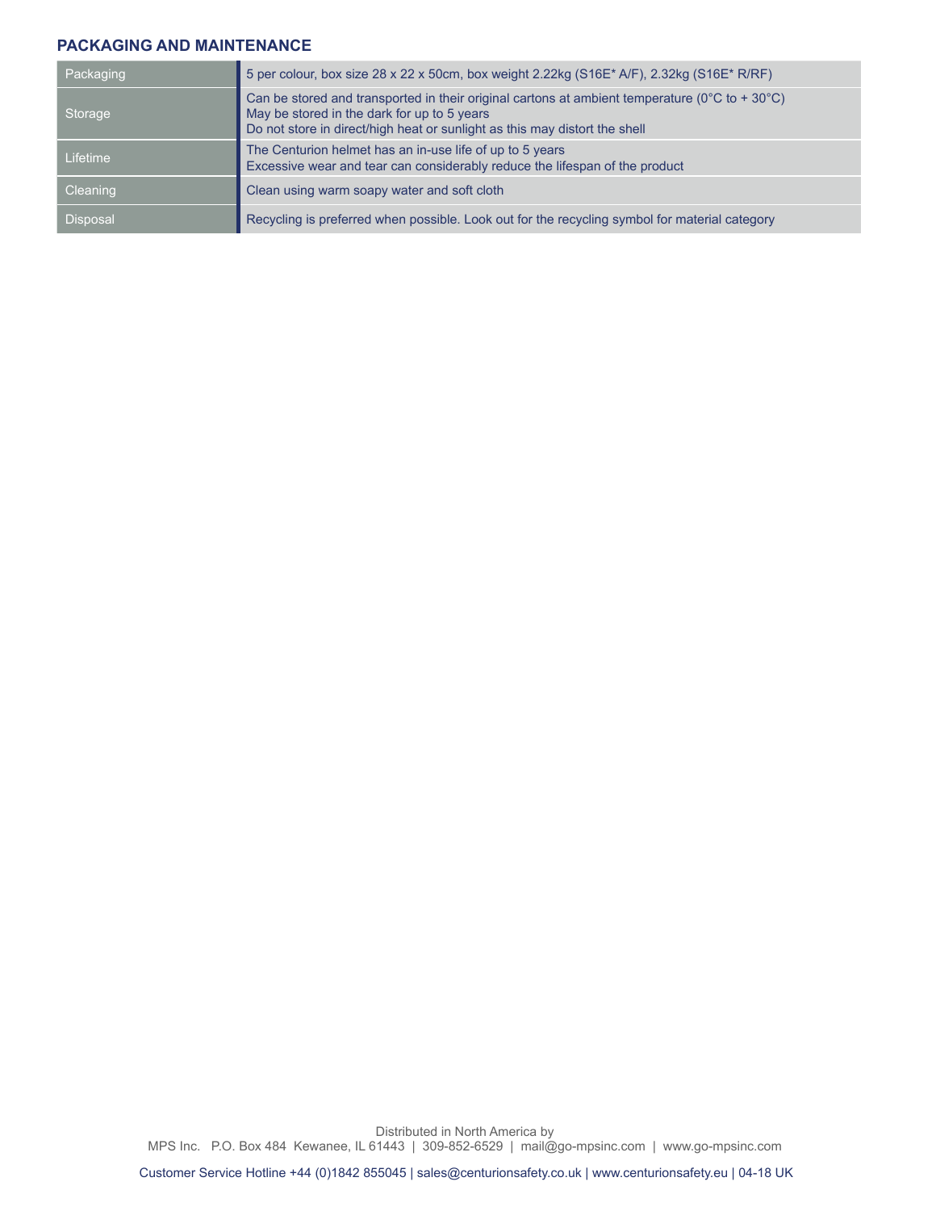## PACKAGING AND MAINTENANCE

| | |
|---|---|
| Packaging | 5 per colour, box size 28 x 22 x 50cm, box weight 2.22kg (S16E* A/F), 2.32kg (S16E* R/RF) |
| Storage | Can be stored and transported in their original cartons at ambient temperature (0°C to + 30°C)<br>May be stored in the dark for up to 5 years<br>Do not store in direct/high heat or sunlight as this may distort the shell |
| Lifetime | The Centurion helmet has an in-use life of up to 5 years<br>Excessive wear and tear can considerably reduce the lifespan of the product |
| Cleaning | Clean using warm soapy water and soft cloth |
| Disposal | Recycling is preferred when possible. Look out for the recycling symbol for material category |

Distributed in North America by
MPS Inc. P.O. Box 484 Kewanee, IL 61443 | 309-852-6529 | mail@go-mpsinc.com | www.go-mpsinc.com

Customer Service Hotline +44 (0)1842 855045 | sales@centurionsafety.co.uk | www.centurionsafety.eu | 04-18 UK